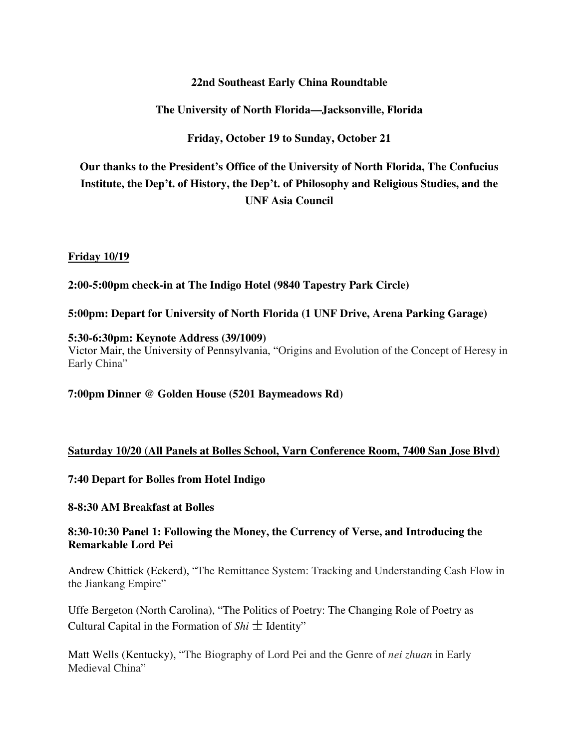**22nd Southeast Early China Roundtable**

**The University of North Florida—Jacksonville, Florida**

**Friday, October 19 to Sunday, October 21**

**Our thanks to the President's Office of the University of North Florida, The Confucius Institute, the Dep't. of History, the Dep't. of Philosophy and Religious Studies, and the UNF Asia Council**

**Friday 10/19**

**2:00-5:00pm check-in at The Indigo Hotel (9840 Tapestry Park Circle)**

**5:00pm: Depart for University of North Florida (1 UNF Drive, Arena Parking Garage)**

**5:30-6:30pm: Keynote Address (39/1009)**
Victor Mair, the University of Pennsylvania, "Origins and Evolution of the Concept of Heresy in Early China"

**7:00pm Dinner @ Golden House (5201 Baymeadows Rd)**

**Saturday 10/20 (All Panels at Bolles School, Varn Conference Room, 7400 San Jose Blvd)**

**7:40 Depart for Bolles from Hotel Indigo**

**8-8:30 AM Breakfast at Bolles**

**8:30-10:30 Panel 1: Following the Money, the Currency of Verse, and Introducing the Remarkable Lord Pei**

Andrew Chittick (Eckerd), "The Remittance System: Tracking and Understanding Cash Flow in the Jiankang Empire"

Uffe Bergeton (North Carolina), "The Politics of Poetry: The Changing Role of Poetry as Cultural Capital in the Formation of *Shi* 士 Identity"

Matt Wells (Kentucky), "The Biography of Lord Pei and the Genre of *nei zhuan* in Early Medieval China"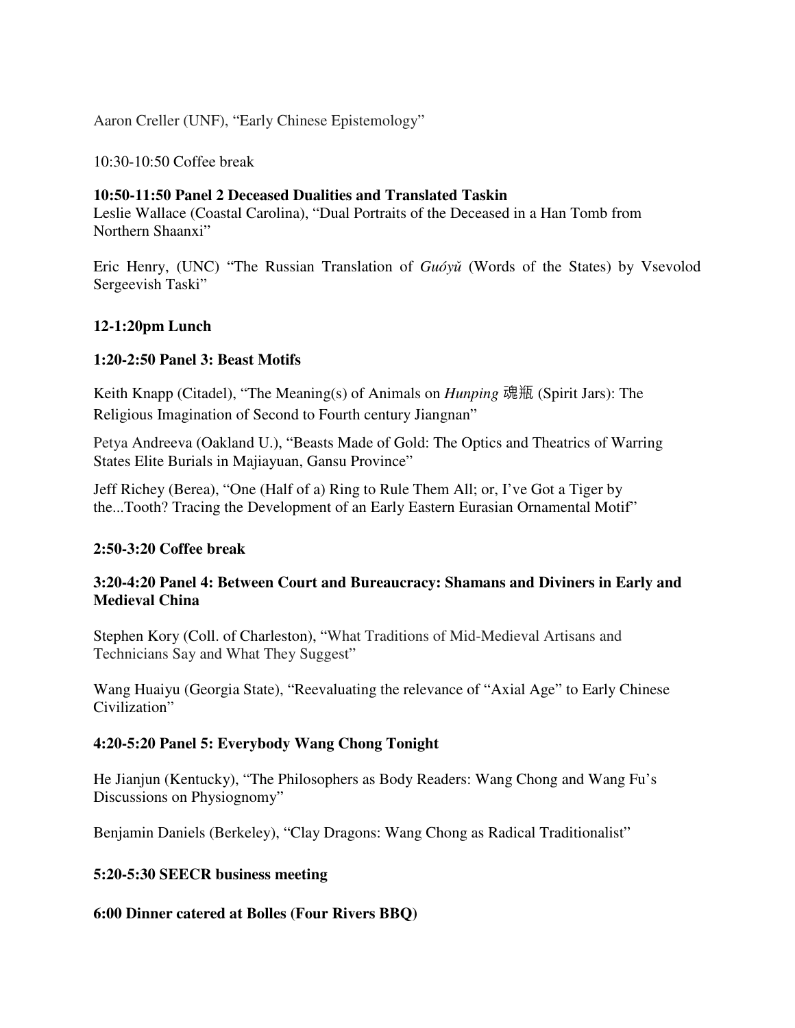Aaron Creller (UNF), "Early Chinese Epistemology"

10:30-10:50 Coffee break

**10:50-11:50 Panel 2 Deceased Dualities and Translated Taskin**
Leslie Wallace (Coastal Carolina), "Dual Portraits of the Deceased in a Han Tomb from Northern Shaanxi"

Eric Henry, (UNC) "The Russian Translation of *Guóyǔ* (Words of the States) by Vsevolod Sergeevish Taski"

**12-1:20pm Lunch**

**1:20-2:50 Panel 3: Beast Motifs**

Keith Knapp (Citadel), "The Meaning(s) of Animals on *Hunping* 魂瓶 (Spirit Jars): The Religious Imagination of Second to Fourth century Jiangnan"

Petya Andreeva (Oakland U.), "Beasts Made of Gold: The Optics and Theatrics of Warring States Elite Burials in Majiayuan, Gansu Province"

Jeff Richey (Berea), "One (Half of a) Ring to Rule Them All; or, I've Got a Tiger by the...Tooth? Tracing the Development of an Early Eastern Eurasian Ornamental Motif"

**2:50-3:20 Coffee break**

**3:20-4:20 Panel 4: Between Court and Bureaucracy: Shamans and Diviners in Early and Medieval China**

Stephen Kory (Coll. of Charleston), "What Traditions of Mid-Medieval Artisans and Technicians Say and What They Suggest"

Wang Huaiyu (Georgia State), "Reevaluating the relevance of "Axial Age" to Early Chinese Civilization"

**4:20-5:20 Panel 5: Everybody Wang Chong Tonight**

He Jianjun (Kentucky), "The Philosophers as Body Readers: Wang Chong and Wang Fu's Discussions on Physiognomy"

Benjamin Daniels (Berkeley), "Clay Dragons: Wang Chong as Radical Traditionalist"

**5:20-5:30 SEECR business meeting**

**6:00 Dinner catered at Bolles (Four Rivers BBQ)**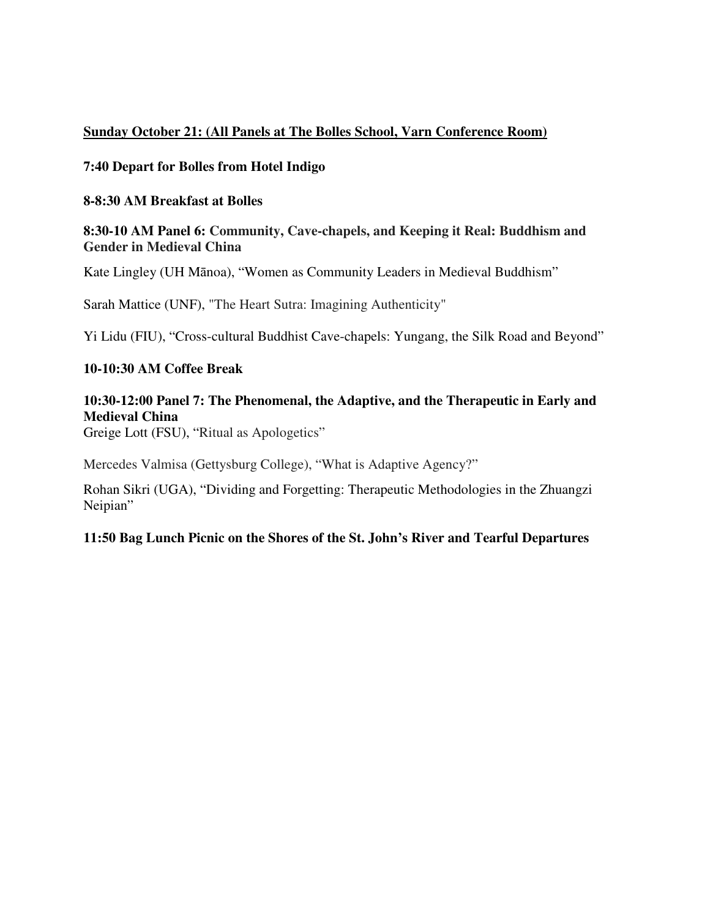**<u>Sunday October 21: (All Panels at The Bolles School, Varn Conference Room)</u>**

**7:40 Depart for Bolles from Hotel Indigo**

**8-8:30 AM Breakfast at Bolles**

**8:30-10 AM Panel 6: Community, Cave-chapels, and Keeping it Real: Buddhism and Gender in Medieval China**

Kate Lingley (UH Mānoa), "Women as Community Leaders in Medieval Buddhism"

Sarah Mattice (UNF), "The Heart Sutra: Imagining Authenticity"

Yi Lidu (FIU), "Cross-cultural Buddhist Cave-chapels: Yungang, the Silk Road and Beyond"

**10-10:30 AM Coffee Break**

**10:30-12:00 Panel 7: The Phenomenal, the Adaptive, and the Therapeutic in Early and Medieval China**

Greige Lott (FSU), "Ritual as Apologetics"

Mercedes Valmisa (Gettysburg College), "What is Adaptive Agency?"

Rohan Sikri (UGA), "Dividing and Forgetting: Therapeutic Methodologies in the Zhuangzi Neipian"

**11:50 Bag Lunch Picnic on the Shores of the St. John's River and Tearful Departures**